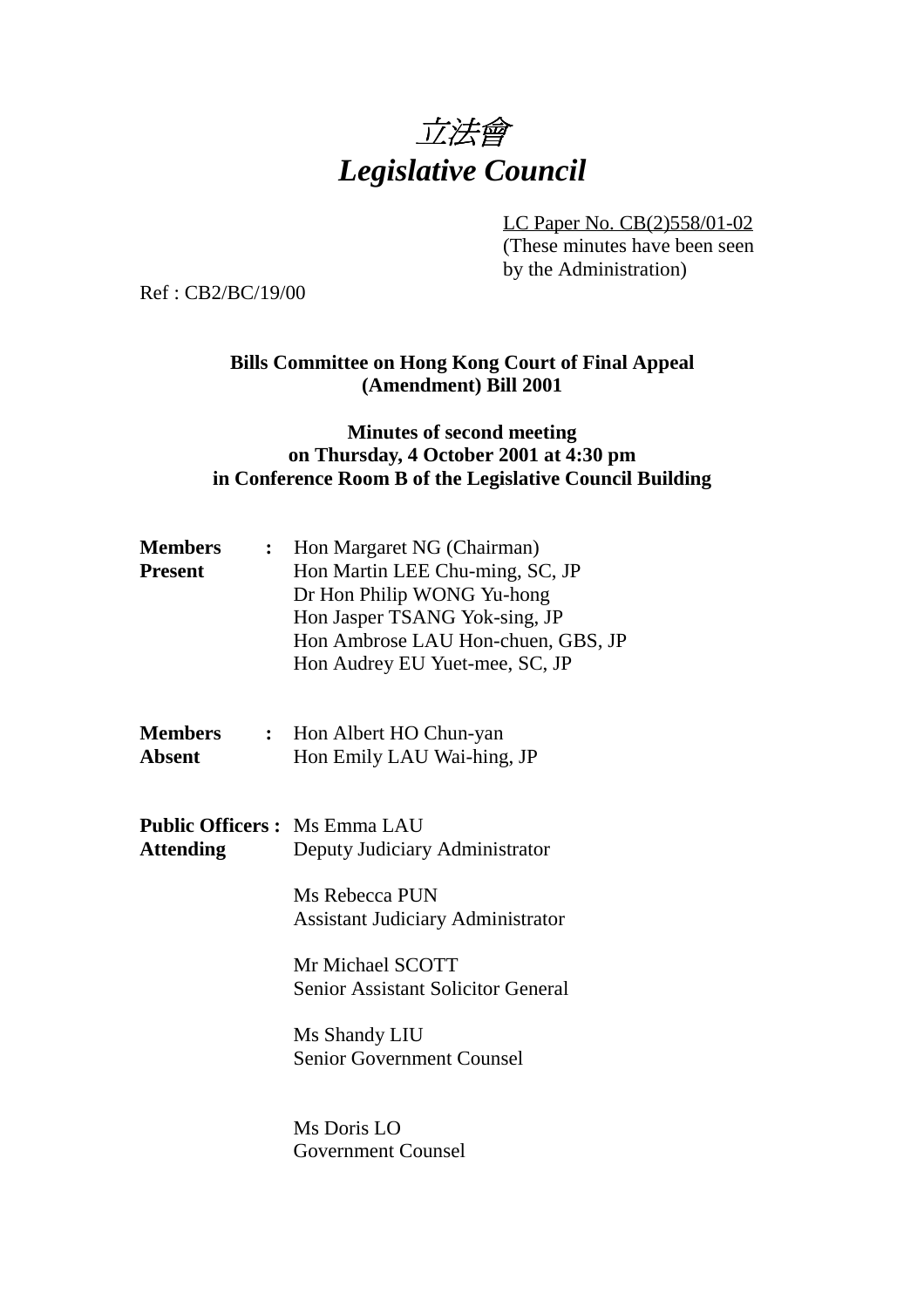# *立法會*
# *Legislative Council*

LC Paper No. CB(2)558/01-02
(These minutes have been seen by the Administration)

Ref : CB2/BC/19/00

**Bills Committee on Hong Kong Court of Final Appeal (Amendment) Bill 2001**

**Minutes of second meeting on Thursday, 4 October 2001 at 4:30 pm in Conference Room B of the Legislative Council Building**

| | |
|---|---|
| **Members Present :** | Hon Margaret NG (Chairman)<br>Hon Martin LEE Chu-ming, SC, JP<br>Dr Hon Philip WONG Yu-hong<br>Hon Jasper TSANG Yok-sing, JP<br>Hon Ambrose LAU Hon-chuen, GBS, JP<br>Hon Audrey EU Yuet-mee, SC, JP |
| **Members Absent :** | Hon Albert HO Chun-yan<br>Hon Emily LAU Wai-hing, JP |
| **Public Officers : Attending** | Ms Emma LAU<br>Deputy Judiciary Administrator<br><br>Ms Rebecca PUN<br>Assistant Judiciary Administrator<br><br>Mr Michael SCOTT<br>Senior Assistant Solicitor General<br><br>Ms Shandy LIU<br>Senior Government Counsel<br><br>Ms Doris LO<br>Government Counsel |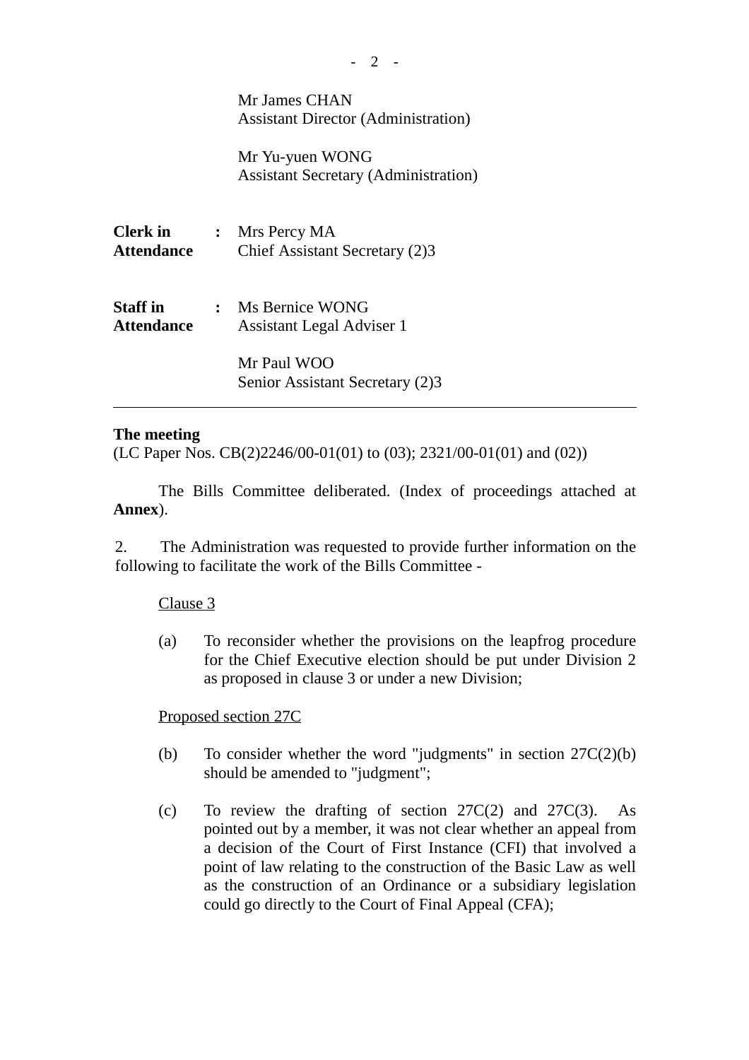Mr James CHAN
Assistant Director (Administration)

Mr Yu-yuen WONG
Assistant Secretary (Administration)

| | | |
|---|---|---|
| **Clerk in Attendance** | **:** | Mrs Percy MA<br>Chief Assistant Secretary (2)3 |
| **Staff in Attendance** | **:** | Ms Bernice WONG<br>Assistant Legal Adviser 1<br><br>Mr Paul WOO<br>Senior Assistant Secretary (2)3 |

---

**The meeting**
(LC Paper Nos. CB(2)2246/00-01(01) to (03); 2321/00-01(01) and (02))

The Bills Committee deliberated. (Index of proceedings attached at **Annex**).

2. The Administration was requested to provide further information on the following to facilitate the work of the Bills Committee -

Clause 3

(a) To reconsider whether the provisions on the leapfrog procedure for the Chief Executive election should be put under Division 2 as proposed in clause 3 or under a new Division;

Proposed section 27C

(b) To consider whether the word "judgments" in section 27C(2)(b) should be amended to "judgment";

(c) To review the drafting of section 27C(2) and 27C(3). As pointed out by a member, it was not clear whether an appeal from a decision of the Court of First Instance (CFI) that involved a point of law relating to the construction of the Basic Law as well as the construction of an Ordinance or a subsidiary legislation could go directly to the Court of Final Appeal (CFA);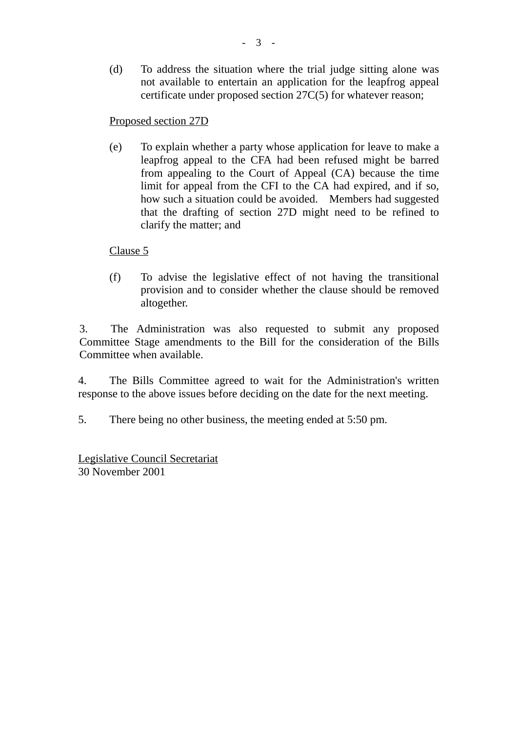(d) To address the situation where the trial judge sitting alone was not available to entertain an application for the leapfrog appeal certificate under proposed section 27C(5) for whatever reason;

Proposed section 27D

(e) To explain whether a party whose application for leave to make a leapfrog appeal to the CFA had been refused might be barred from appealing to the Court of Appeal (CA) because the time limit for appeal from the CFI to the CA had expired, and if so, how such a situation could be avoided. Members had suggested that the drafting of section 27D might need to be refined to clarify the matter; and

Clause 5

(f) To advise the legislative effect of not having the transitional provision and to consider whether the clause should be removed altogether.

3. The Administration was also requested to submit any proposed Committee Stage amendments to the Bill for the consideration of the Bills Committee when available.

4. The Bills Committee agreed to wait for the Administration's written response to the above issues before deciding on the date for the next meeting.

5. There being no other business, the meeting ended at 5:50 pm.

Legislative Council Secretariat
30 November 2001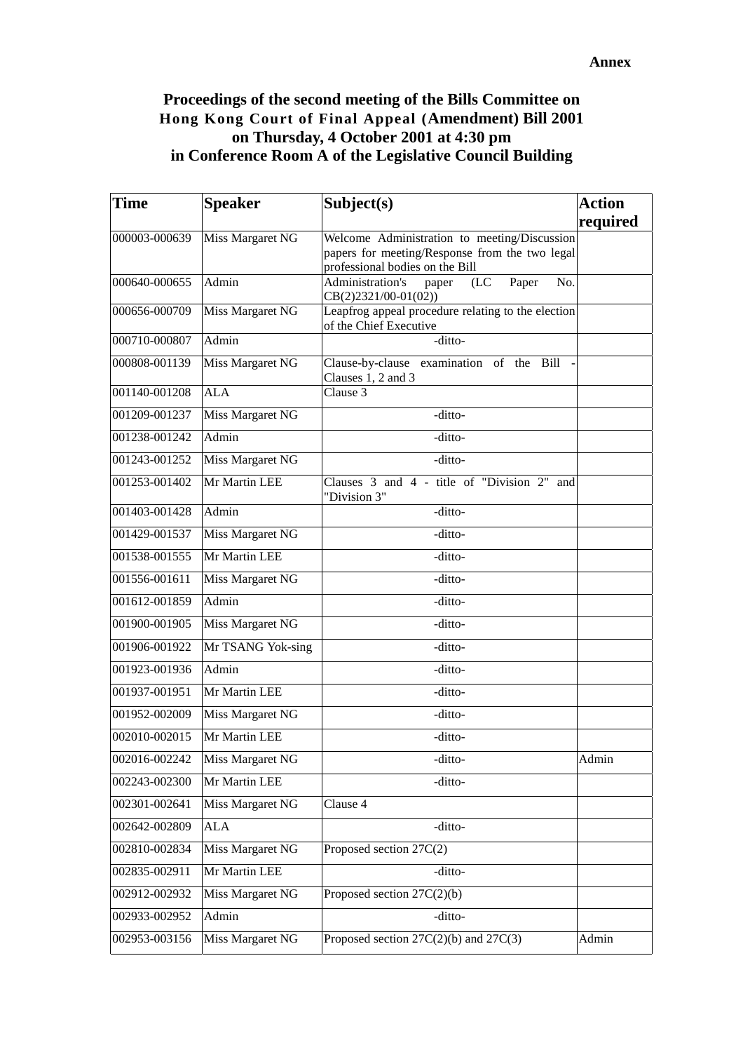**Annex**

# Proceedings of the second meeting of the Bills Committee on Hong Kong Court of Final Appeal (Amendment) Bill 2001 on Thursday, 4 October 2001 at 4:30 pm in Conference Room A of the Legislative Council Building

| Time | Speaker | Subject(s) | Action required |
|---|---|---|---|
| 000003-000639 | Miss Margaret NG | Welcome Administration to meeting/Discussion papers for meeting/Response from the two legal professional bodies on the Bill | |
| 000640-000655 | Admin | Administration's paper (LC Paper No. CB(2)2321/00-01(02)) | |
| 000656-000709 | Miss Margaret NG | Leapfrog appeal procedure relating to the election of the Chief Executive | |
| 000710-000807 | Admin | -ditto- | |
| 000808-001139 | Miss Margaret NG | Clause-by-clause examination of the Bill - Clauses 1, 2 and 3 | |
| 001140-001208 | ALA | Clause 3 | |
| 001209-001237 | Miss Margaret NG | -ditto- | |
| 001238-001242 | Admin | -ditto- | |
| 001243-001252 | Miss Margaret NG | -ditto- | |
| 001253-001402 | Mr Martin LEE | Clauses 3 and 4 - title of "Division 2" and "Division 3" | |
| 001403-001428 | Admin | -ditto- | |
| 001429-001537 | Miss Margaret NG | -ditto- | |
| 001538-001555 | Mr Martin LEE | -ditto- | |
| 001556-001611 | Miss Margaret NG | -ditto- | |
| 001612-001859 | Admin | -ditto- | |
| 001900-001905 | Miss Margaret NG | -ditto- | |
| 001906-001922 | Mr TSANG Yok-sing | -ditto- | |
| 001923-001936 | Admin | -ditto- | |
| 001937-001951 | Mr Martin LEE | -ditto- | |
| 001952-002009 | Miss Margaret NG | -ditto- | |
| 002010-002015 | Mr Martin LEE | -ditto- | |
| 002016-002242 | Miss Margaret NG | -ditto- | Admin |
| 002243-002300 | Mr Martin LEE | -ditto- | |
| 002301-002641 | Miss Margaret NG | Clause 4 | |
| 002642-002809 | ALA | -ditto- | |
| 002810-002834 | Miss Margaret NG | Proposed section 27C(2) | |
| 002835-002911 | Mr Martin LEE | -ditto- | |
| 002912-002932 | Miss Margaret NG | Proposed section 27C(2)(b) | |
| 002933-002952 | Admin | -ditto- | |
| 002953-003156 | Miss Margaret NG | Proposed section 27C(2)(b) and 27C(3) | Admin |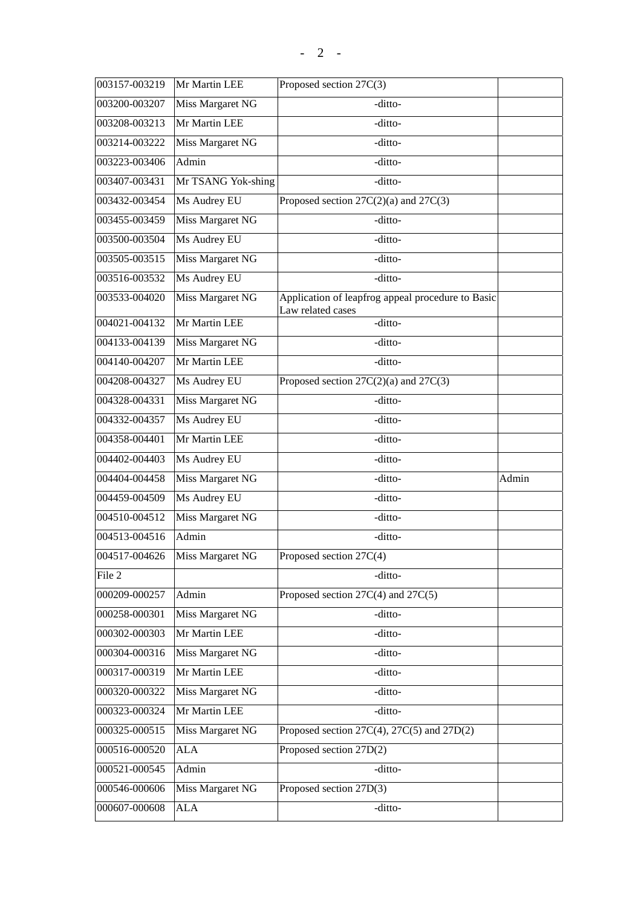| | | | |
|---|---|---|---|
| 003157-003219 | Mr Martin LEE | Proposed section 27C(3) | |
| 003200-003207 | Miss Margaret NG | -ditto- | |
| 003208-003213 | Mr Martin LEE | -ditto- | |
| 003214-003222 | Miss Margaret NG | -ditto- | |
| 003223-003406 | Admin | -ditto- | |
| 003407-003431 | Mr TSANG Yok-shing | -ditto- | |
| 003432-003454 | Ms Audrey EU | Proposed section 27C(2)(a) and 27C(3) | |
| 003455-003459 | Miss Margaret NG | -ditto- | |
| 003500-003504 | Ms Audrey EU | -ditto- | |
| 003505-003515 | Miss Margaret NG | -ditto- | |
| 003516-003532 | Ms Audrey EU | -ditto- | |
| 003533-004020 | Miss Margaret NG | Application of leapfrog appeal procedure to Basic Law related cases | |
| 004021-004132 | Mr Martin LEE | -ditto- | |
| 004133-004139 | Miss Margaret NG | -ditto- | |
| 004140-004207 | Mr Martin LEE | -ditto- | |
| 004208-004327 | Ms Audrey EU | Proposed section 27C(2)(a) and 27C(3) | |
| 004328-004331 | Miss Margaret NG | -ditto- | |
| 004332-004357 | Ms Audrey EU | -ditto- | |
| 004358-004401 | Mr Martin LEE | -ditto- | |
| 004402-004403 | Ms Audrey EU | -ditto- | |
| 004404-004458 | Miss Margaret NG | -ditto- | Admin |
| 004459-004509 | Ms Audrey EU | -ditto- | |
| 004510-004512 | Miss Margaret NG | -ditto- | |
| 004513-004516 | Admin | -ditto- | |
| 004517-004626 | Miss Margaret NG | Proposed section 27C(4) | |
| File 2 | | -ditto- | |
| 000209-000257 | Admin | Proposed section 27C(4) and 27C(5) | |
| 000258-000301 | Miss Margaret NG | -ditto- | |
| 000302-000303 | Mr Martin LEE | -ditto- | |
| 000304-000316 | Miss Margaret NG | -ditto- | |
| 000317-000319 | Mr Martin LEE | -ditto- | |
| 000320-000322 | Miss Margaret NG | -ditto- | |
| 000323-000324 | Mr Martin LEE | -ditto- | |
| 000325-000515 | Miss Margaret NG | Proposed section 27C(4), 27C(5) and 27D(2) | |
| 000516-000520 | ALA | Proposed section 27D(2) | |
| 000521-000545 | Admin | -ditto- | |
| 000546-000606 | Miss Margaret NG | Proposed section 27D(3) | |
| 000607-000608 | ALA | -ditto- | |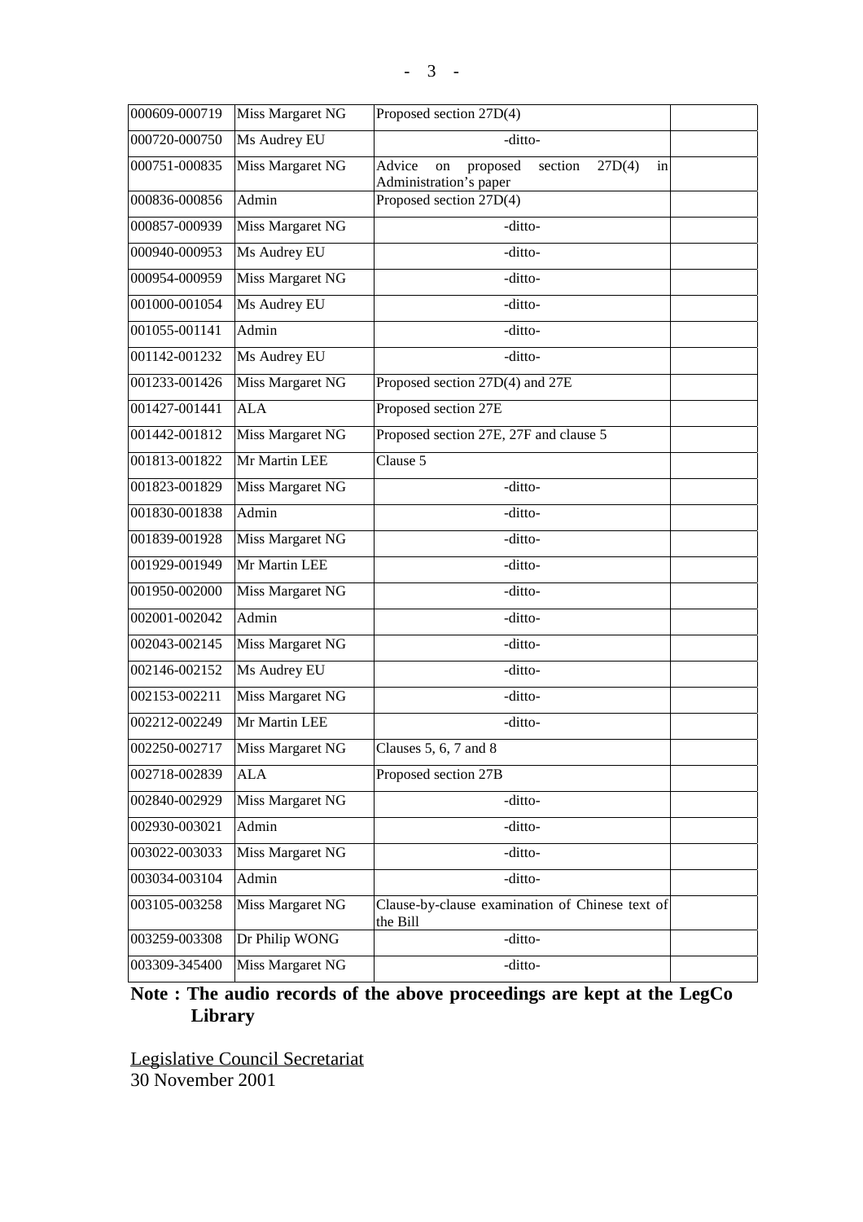| | | | |
|---|---|---|---|
| 000609-000719 | Miss Margaret NG | Proposed section 27D(4) | |
| 000720-000750 | Ms Audrey EU | -ditto- | |
| 000751-000835 | Miss Margaret NG | Advice on proposed section 27D(4) in Administration's paper | |
| 000836-000856 | Admin | Proposed section 27D(4) | |
| 000857-000939 | Miss Margaret NG | -ditto- | |
| 000940-000953 | Ms Audrey EU | -ditto- | |
| 000954-000959 | Miss Margaret NG | -ditto- | |
| 001000-001054 | Ms Audrey EU | -ditto- | |
| 001055-001141 | Admin | -ditto- | |
| 001142-001232 | Ms Audrey EU | -ditto- | |
| 001233-001426 | Miss Margaret NG | Proposed section 27D(4) and 27E | |
| 001427-001441 | ALA | Proposed section 27E | |
| 001442-001812 | Miss Margaret NG | Proposed section 27E, 27F and clause 5 | |
| 001813-001822 | Mr Martin LEE | Clause 5 | |
| 001823-001829 | Miss Margaret NG | -ditto- | |
| 001830-001838 | Admin | -ditto- | |
| 001839-001928 | Miss Margaret NG | -ditto- | |
| 001929-001949 | Mr Martin LEE | -ditto- | |
| 001950-002000 | Miss Margaret NG | -ditto- | |
| 002001-002042 | Admin | -ditto- | |
| 002043-002145 | Miss Margaret NG | -ditto- | |
| 002146-002152 | Ms Audrey EU | -ditto- | |
| 002153-002211 | Miss Margaret NG | -ditto- | |
| 002212-002249 | Mr Martin LEE | -ditto- | |
| 002250-002717 | Miss Margaret NG | Clauses 5, 6, 7 and 8 | |
| 002718-002839 | ALA | Proposed section 27B | |
| 002840-002929 | Miss Margaret NG | -ditto- | |
| 002930-003021 | Admin | -ditto- | |
| 003022-003033 | Miss Margaret NG | -ditto- | |
| 003034-003104 | Admin | -ditto- | |
| 003105-003258 | Miss Margaret NG | Clause-by-clause examination of Chinese text of the Bill | |
| 003259-003308 | Dr Philip WONG | -ditto- | |
| 003309-345400 | Miss Margaret NG | -ditto- | |

**Note : The audio records of the above proceedings are kept at the LegCo Library**

Legislative Council Secretariat
30 November 2001